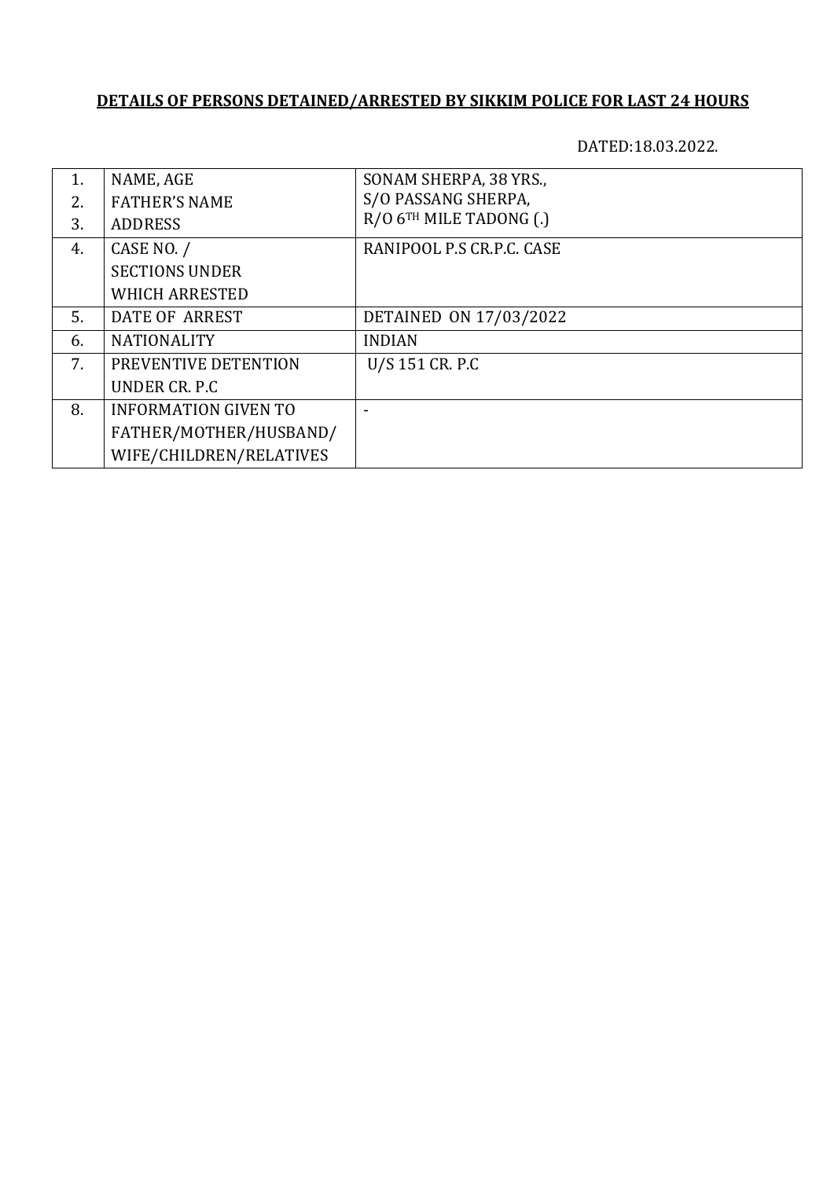**DETAILS OF PERSONS DETAINED/ARRESTED BY SIKKIM POLICE FOR LAST 24 HOURS**

DATED:18.03.2022.

| | | |
|---|---|---|
| 1.<br>2.<br>3. | NAME, AGE<br>FATHER'S NAME<br>ADDRESS | SONAM SHERPA, 38 YRS.,<br>S/O PASSANG SHERPA,<br>R/O 6TH MILE TADONG (.) |
| 4. | CASE NO. /<br>SECTIONS UNDER<br>WHICH ARRESTED | RANIPOOL P.S CR.P.C. CASE |
| 5. | DATE OF ARREST | DETAINED ON 17/03/2022 |
| 6. | NATIONALITY | INDIAN |
| 7. | PREVENTIVE DETENTION<br>UNDER CR. P.C | U/S 151 CR. P.C |
| 8. | INFORMATION GIVEN TO<br>FATHER/MOTHER/HUSBAND/<br>WIFE/CHILDREN/RELATIVES | - |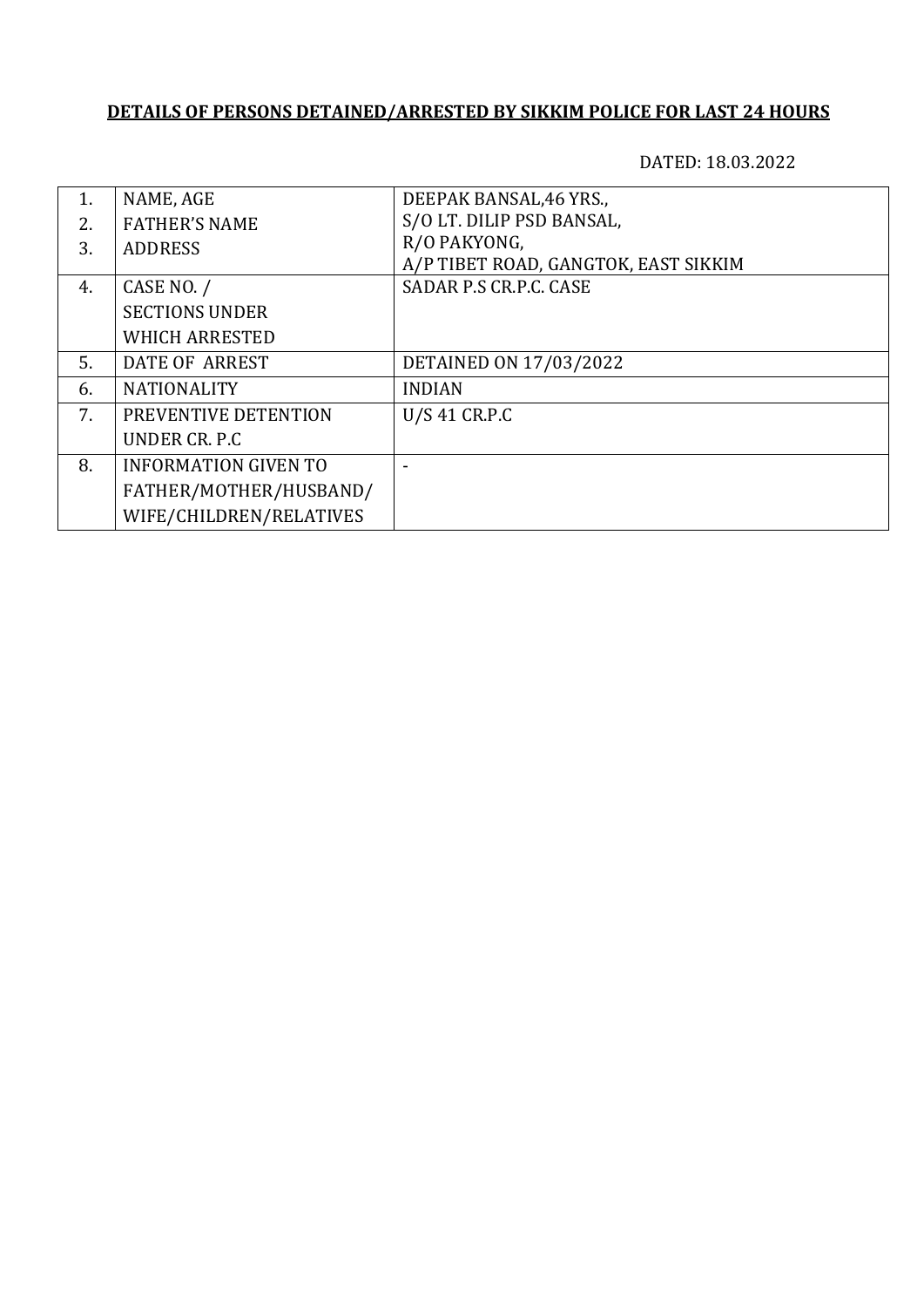**DETAILS OF PERSONS DETAINED/ARRESTED BY SIKKIM POLICE FOR LAST 24 HOURS**

DATED: 18.03.2022

| | | |
|---|---|---|
| 1.<br>2.<br>3. | NAME, AGE<br>FATHER'S NAME<br>ADDRESS | DEEPAK BANSAL,46 YRS.,<br>S/O LT. DILIP PSD BANSAL,<br>R/O PAKYONG,<br>A/P TIBET ROAD, GANGTOK, EAST SIKKIM |
| 4. | CASE NO. /<br>SECTIONS UNDER<br>WHICH ARRESTED | SADAR P.S CR.P.C. CASE |
| 5. | DATE OF ARREST | DETAINED ON 17/03/2022 |
| 6. | NATIONALITY | INDIAN |
| 7. | PREVENTIVE DETENTION<br>UNDER CR. P.C | U/S 41 CR.P.C |
| 8. | INFORMATION GIVEN TO<br>FATHER/MOTHER/HUSBAND/<br>WIFE/CHILDREN/RELATIVES | - |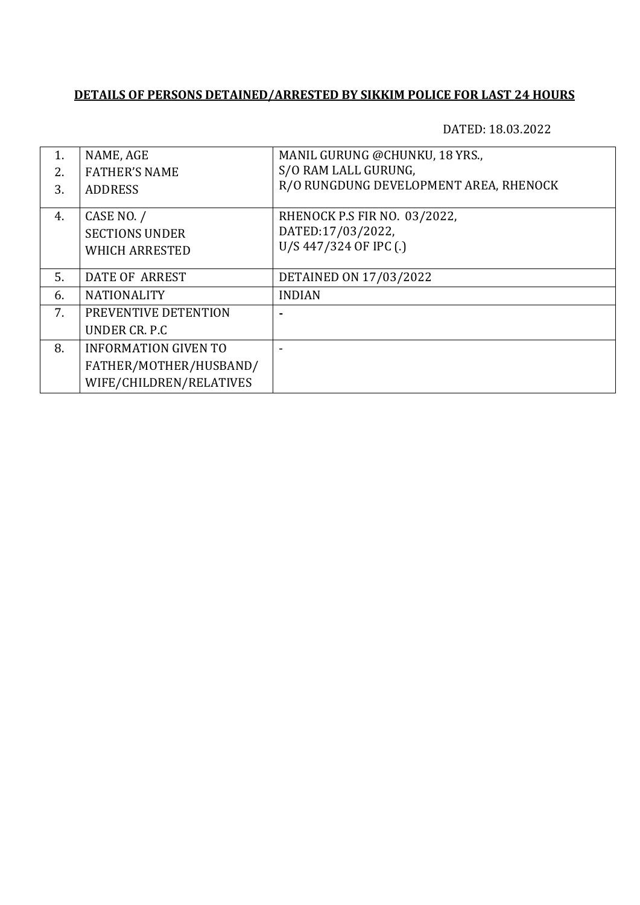**DETAILS OF PERSONS DETAINED/ARRESTED BY SIKKIM POLICE FOR LAST 24 HOURS**

DATED: 18.03.2022

| | | |
|---|---|---|
| 1.<br>2.<br>3. | NAME, AGE<br>FATHER'S NAME<br>ADDRESS | MANIL GURUNG @CHUNKU, 18 YRS.,<br>S/O RAM LALL GURUNG,<br>R/O RUNGDUNG DEVELOPMENT AREA, RHENOCK |
| 4. | CASE NO. /<br>SECTIONS UNDER<br>WHICH ARRESTED | RHENOCK P.S FIR NO. 03/2022,<br>DATED:17/03/2022,<br>U/S 447/324 OF IPC (.) |
| 5. | DATE OF ARREST | DETAINED ON 17/03/2022 |
| 6. | NATIONALITY | INDIAN |
| 7. | PREVENTIVE DETENTION<br>UNDER CR. P.C | - |
| 8. | INFORMATION GIVEN TO<br>FATHER/MOTHER/HUSBAND/<br>WIFE/CHILDREN/RELATIVES | - |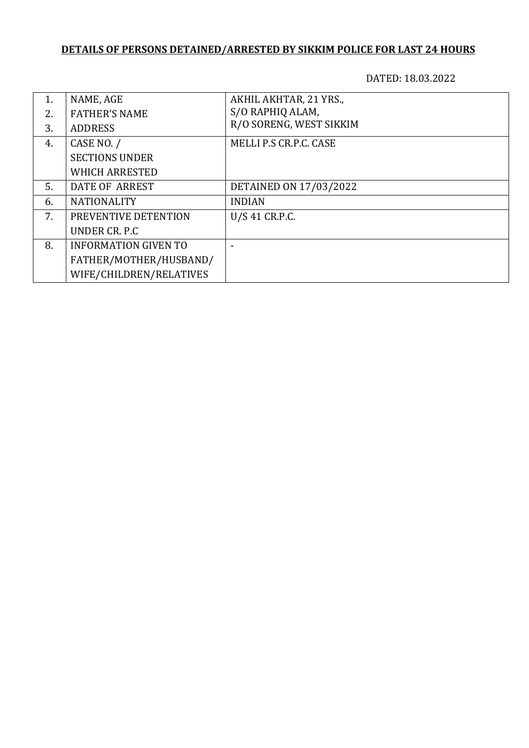**DETAILS OF PERSONS DETAINED/ARRESTED BY SIKKIM POLICE FOR LAST 24 HOURS**

DATED: 18.03.2022

| | | |
|---|---|---|
| 1.<br>2.<br>3. | NAME, AGE<br>FATHER'S NAME<br>ADDRESS | AKHIL AKHTAR, 21 YRS.,<br>S/O RAPHIQ ALAM,<br>R/O SORENG, WEST SIKKIM |
| 4. | CASE NO. /<br>SECTIONS UNDER<br>WHICH ARRESTED | MELLI P.S CR.P.C. CASE |
| 5. | DATE OF ARREST | DETAINED ON 17/03/2022 |
| 6. | NATIONALITY | INDIAN |
| 7. | PREVENTIVE DETENTION<br>UNDER CR. P.C | U/S 41 CR.P.C. |
| 8. | INFORMATION GIVEN TO<br>FATHER/MOTHER/HUSBAND/<br>WIFE/CHILDREN/RELATIVES | - |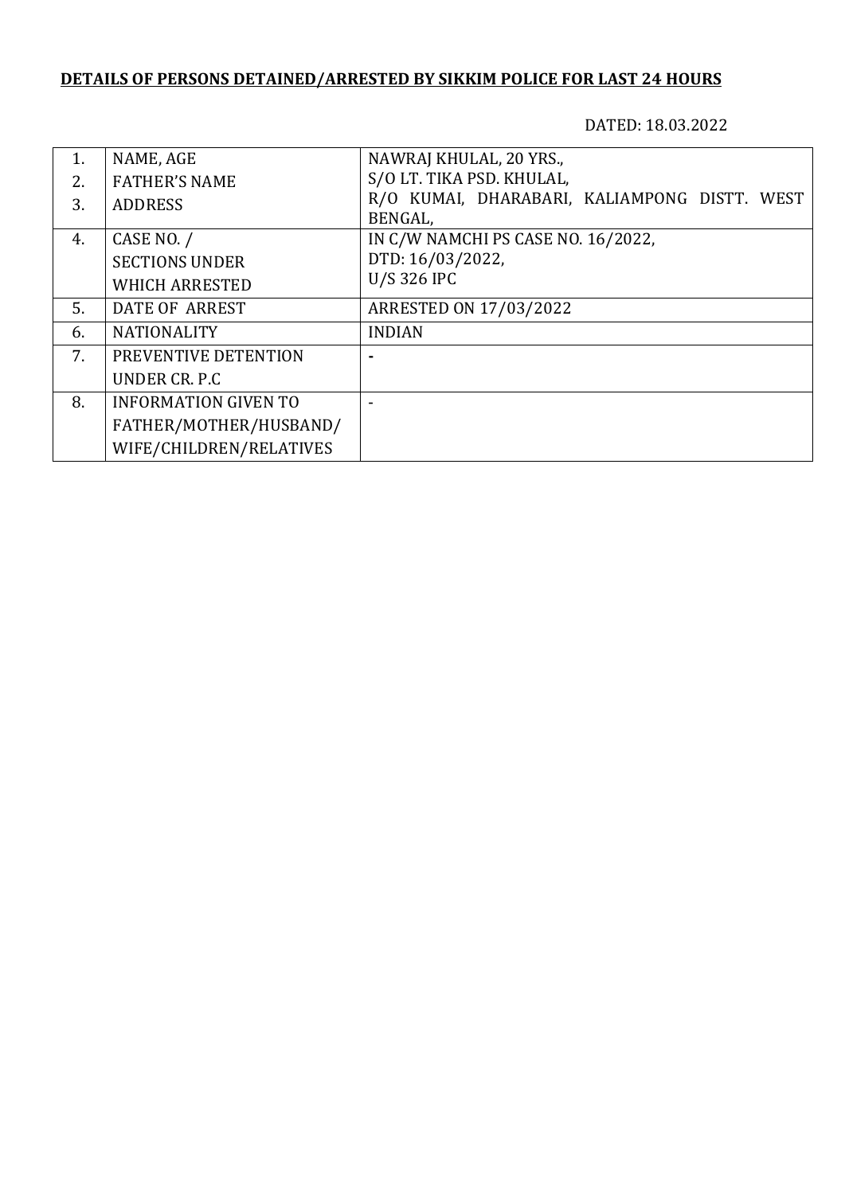**DETAILS OF PERSONS DETAINED/ARRESTED BY SIKKIM POLICE FOR LAST 24 HOURS**

DATED: 18.03.2022

| | | |
|---|---|---|
| 1.<br>2.<br>3. | NAME, AGE<br>FATHER'S NAME<br>ADDRESS | NAWRAJ KHULAL, 20 YRS.,<br>S/O LT. TIKA PSD. KHULAL,<br>R/O KUMAI, DHARABARI, KALIAMPONG DISTT. WEST BENGAL, |
| 4. | CASE NO. /<br>SECTIONS UNDER<br>WHICH ARRESTED | IN C/W NAMCHI PS CASE NO. 16/2022,<br>DTD: 16/03/2022,<br>U/S 326 IPC |
| 5. | DATE OF ARREST | ARRESTED ON 17/03/2022 |
| 6. | NATIONALITY | INDIAN |
| 7. | PREVENTIVE DETENTION<br>UNDER CR. P.C | - |
| 8. | INFORMATION GIVEN TO<br>FATHER/MOTHER/HUSBAND/<br>WIFE/CHILDREN/RELATIVES | - |